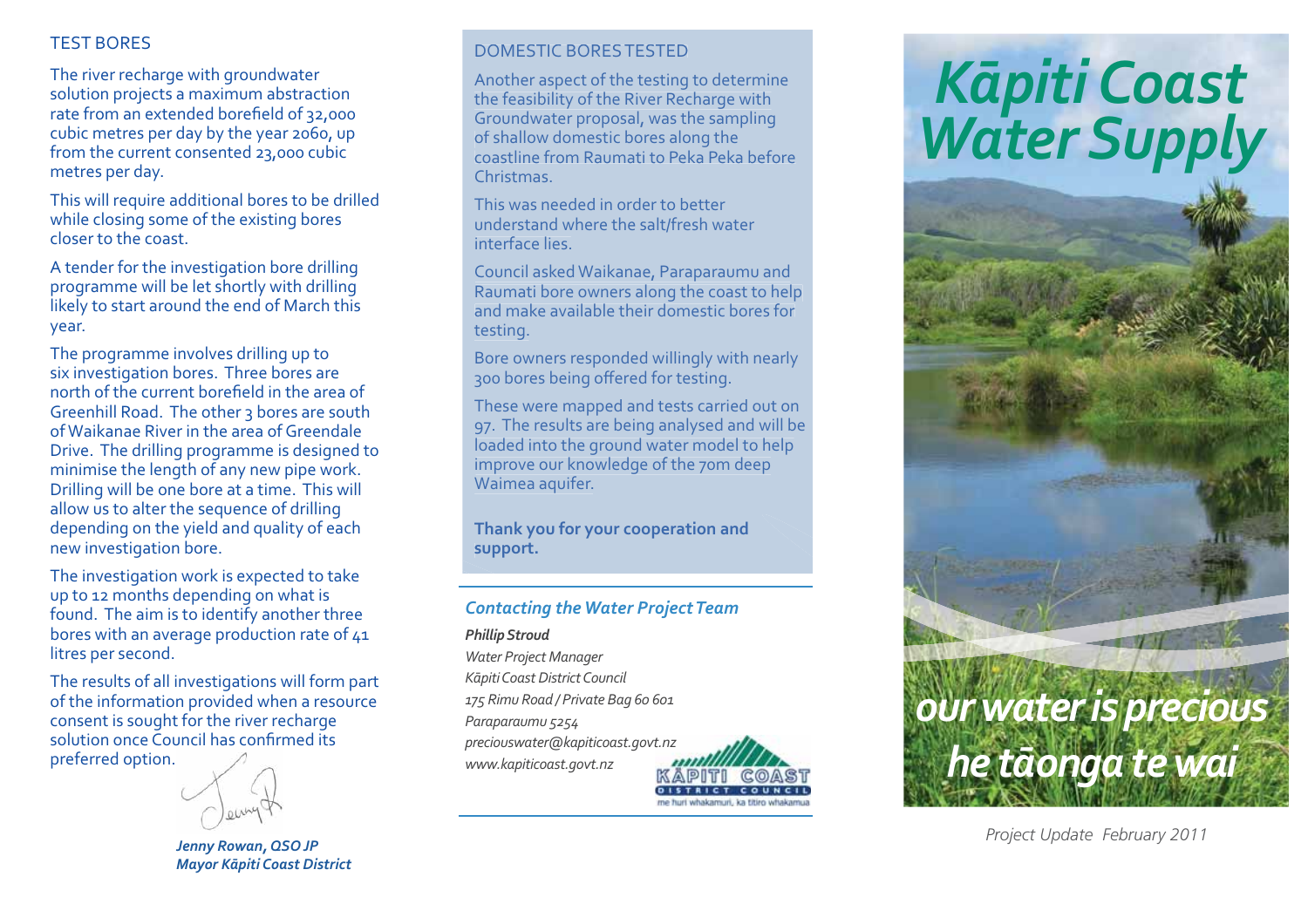# Kāpiti Coast Water Supply

*our water is precious*
*he tāonga te wai*

*Project Update February 2011*

## TEST BORES

The river recharge with groundwater solution projects a maximum abstraction rate from an extended borefield of 32,000 cubic metres per day by the year 2060, up from the current consented 23,000 cubic metres per day.

This will require additional bores to be drilled while closing some of the existing bores closer to the coast.

A tender for the investigation bore drilling programme will be let shortly with drilling likely to start around the end of March this year.

The programme involves drilling up to six investigation bores. Three bores are north of the current borefield in the area of Greenhill Road. The other 3 bores are south of Waikanae River in the area of Greendale Drive. The drilling programme is designed to minimise the length of any new pipe work. Drilling will be one bore at a time. This will allow us to alter the sequence of drilling depending on the yield and quality of each new investigation bore.

The investigation work is expected to take up to 12 months depending on what is found. The aim is to identify another three bores with an average production rate of 41 litres per second.

The results of all investigations will form part of the information provided when a resource consent is sought for the river recharge solution once Council has confirmed its preferred option.

***Jenny Rowan, QSO JP***
***Mayor Kāpiti Coast District***

## DOMESTIC BORES TESTED

Another aspect of the testing to determine the feasibility of the River Recharge with Groundwater proposal, was the sampling of shallow domestic bores along the coastline from Raumati to Peka Peka before Christmas.

This was needed in order to better understand where the salt/fresh water interface lies.

Council asked Waikanae, Paraparaumu and Raumati bore owners along the coast to help and make available their domestic bores for testing.

Bore owners responded willingly with nearly 300 bores being offered for testing.

These were mapped and tests carried out on 97. The results are being analysed and will be loaded into the ground water model to help improve our knowledge of the 70m deep Waimea aquifer.

**Thank you for your cooperation and support.**

### *Contacting the Water Project Team*

***Phillip Stroud***
*Water Project Manager*
*Kāpiti Coast District Council*
*175 Rimu Road / Private Bag 60 601*
*Paraparaumu 5254*
*preciouswater@kapiticoast.govt.nz*
*www.kapiticoast.govt.nz*

KĀPITI COAST DISTRICT COUNCIL
me huri whakamuri, ka titiro whakamua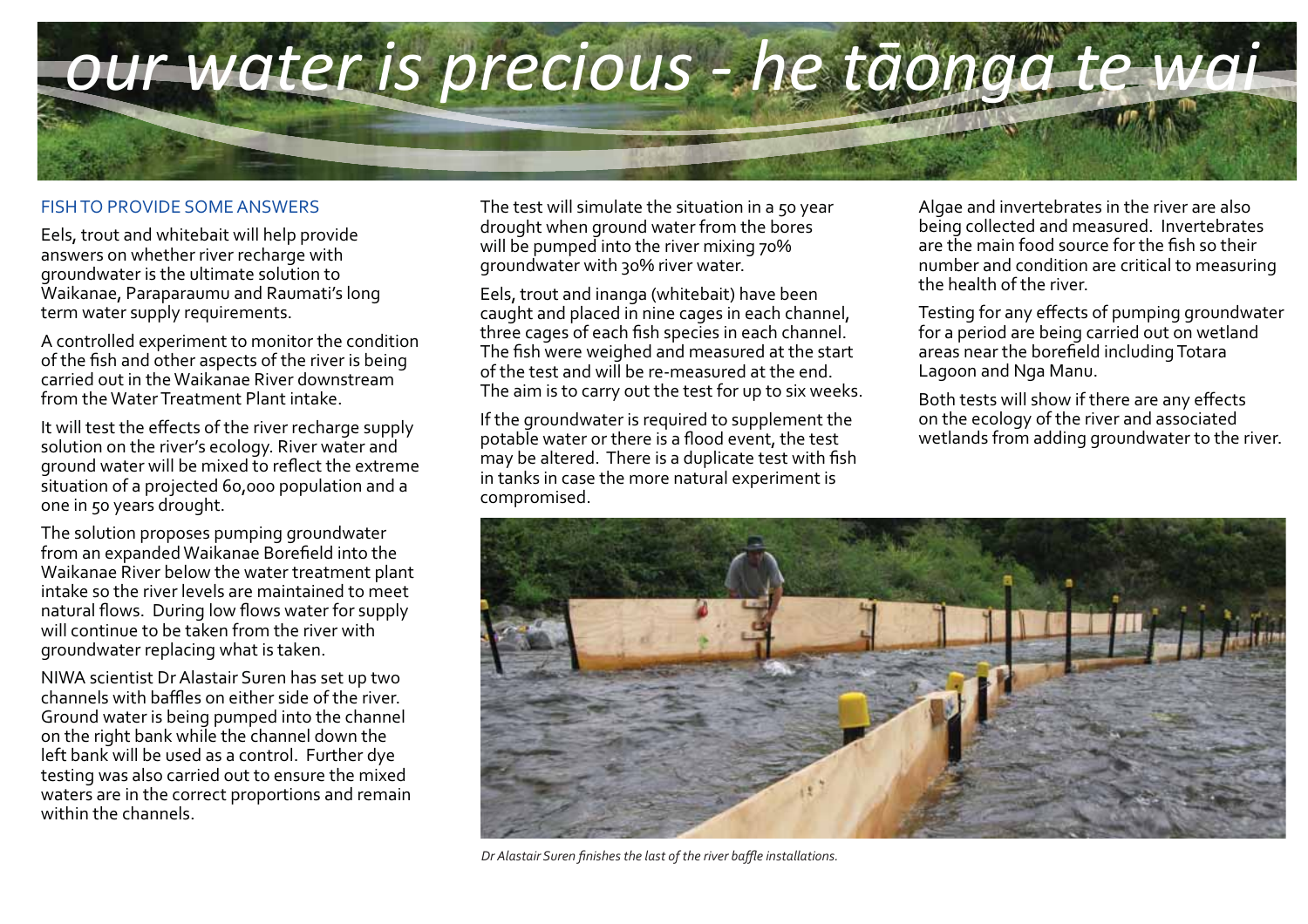# our water is precious - he tāonga te wai

## FISH TO PROVIDE SOME ANSWERS

Eels, trout and whitebait will help provide answers on whether river recharge with groundwater is the ultimate solution to Waikanae, Paraparaumu and Raumati's long term water supply requirements.

A controlled experiment to monitor the condition of the fish and other aspects of the river is being carried out in the Waikanae River downstream from the Water Treatment Plant intake.

It will test the effects of the river recharge supply solution on the river's ecology. River water and ground water will be mixed to reflect the extreme situation of a projected 60,000 population and a one in 50 years drought.

The solution proposes pumping groundwater from an expanded Waikanae Borefield into the Waikanae River below the water treatment plant intake so the river levels are maintained to meet natural flows. During low flows water for supply will continue to be taken from the river with groundwater replacing what is taken.

NIWA scientist Dr Alastair Suren has set up two channels with baffles on either side of the river. Ground water is being pumped into the channel on the right bank while the channel down the left bank will be used as a control. Further dye testing was also carried out to ensure the mixed waters are in the correct proportions and remain within the channels.

The test will simulate the situation in a 50 year drought when ground water from the bores will be pumped into the river mixing 70% groundwater with 30% river water.

Eels, trout and inanga (whitebait) have been caught and placed in nine cages in each channel, three cages of each fish species in each channel. The fish were weighed and measured at the start of the test and will be re-measured at the end. The aim is to carry out the test for up to six weeks.

If the groundwater is required to supplement the potable water or there is a flood event, the test may be altered. There is a duplicate test with fish in tanks in case the more natural experiment is compromised.

Algae and invertebrates in the river are also being collected and measured. Invertebrates are the main food source for the fish so their number and condition are critical to measuring the health of the river.

Testing for any effects of pumping groundwater for a period are being carried out on wetland areas near the borefield including Totara Lagoon and Nga Manu.

Both tests will show if there are any effects on the ecology of the river and associated wetlands from adding groundwater to the river.

*Dr Alastair Suren finishes the last of the river baffle installations.*